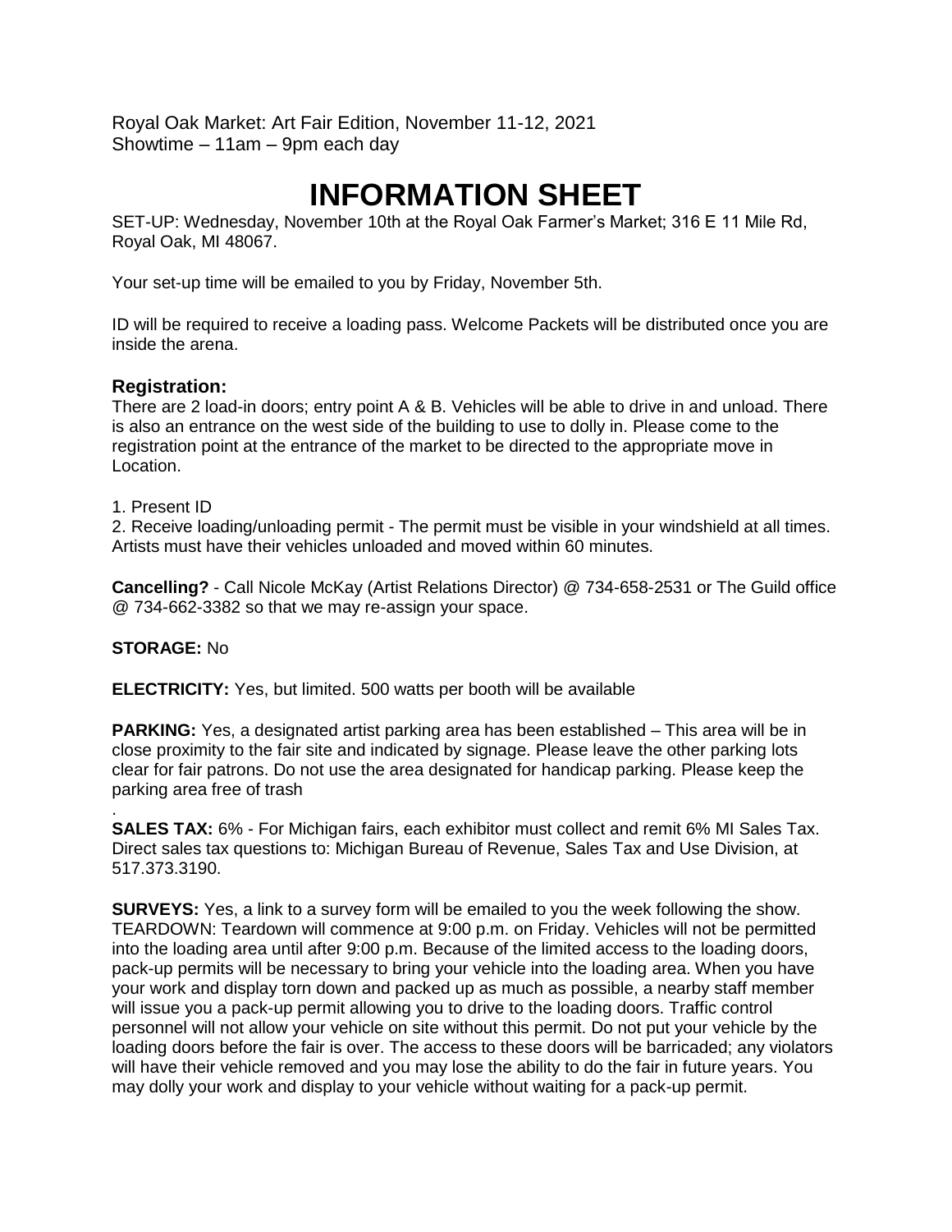Royal Oak Market: Art Fair Edition, November 11-12, 2021
Showtime – 11am – 9pm each day

# INFORMATION SHEET

SET-UP: Wednesday, November 10th at the Royal Oak Farmer's Market; 316 E 11 Mile Rd, Royal Oak, MI 48067.

Your set-up time will be emailed to you by Friday, November 5th.

ID will be required to receive a loading pass. Welcome Packets will be distributed once you are inside the arena.

### Registration:

There are 2 load-in doors; entry point A & B. Vehicles will be able to drive in and unload. There is also an entrance on the west side of the building to use to dolly in. Please come to the registration point at the entrance of the market to be directed to the appropriate move in Location.

1. Present ID
2. Receive loading/unloading permit - The permit must be visible in your windshield at all times. Artists must have their vehicles unloaded and moved within 60 minutes.

**Cancelling?** - Call Nicole McKay (Artist Relations Director) @ 734-658-2531 or The Guild office @ 734-662-3382 so that we may re-assign your space.

**STORAGE:** No

**ELECTRICITY:** Yes, but limited. 500 watts per booth will be available

**PARKING:** Yes, a designated artist parking area has been established – This area will be in close proximity to the fair site and indicated by signage. Please leave the other parking lots clear for fair patrons. Do not use the area designated for handicap parking. Please keep the parking area free of trash

.

**SALES TAX:** 6% - For Michigan fairs, each exhibitor must collect and remit 6% MI Sales Tax. Direct sales tax questions to: Michigan Bureau of Revenue, Sales Tax and Use Division, at 517.373.3190.

**SURVEYS:** Yes, a link to a survey form will be emailed to you the week following the show.
TEARDOWN: Teardown will commence at 9:00 p.m. on Friday. Vehicles will not be permitted into the loading area until after 9:00 p.m. Because of the limited access to the loading doors, pack-up permits will be necessary to bring your vehicle into the loading area. When you have your work and display torn down and packed up as much as possible, a nearby staff member will issue you a pack-up permit allowing you to drive to the loading doors. Traffic control personnel will not allow your vehicle on site without this permit. Do not put your vehicle by the loading doors before the fair is over. The access to these doors will be barricaded; any violators will have their vehicle removed and you may lose the ability to do the fair in future years. You may dolly your work and display to your vehicle without waiting for a pack-up permit.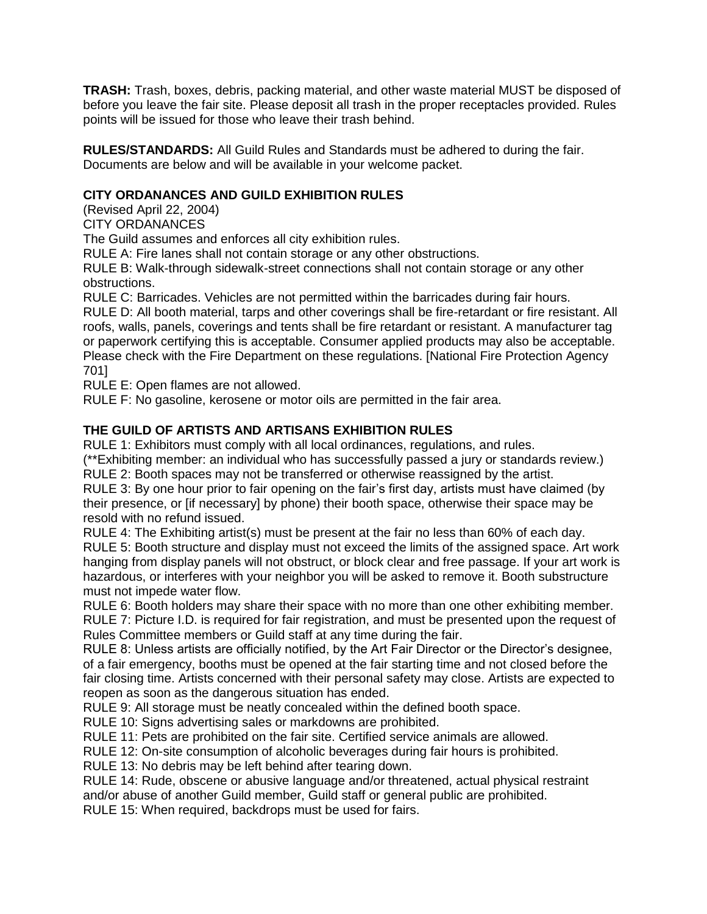**TRASH:** Trash, boxes, debris, packing material, and other waste material MUST be disposed of before you leave the fair site. Please deposit all trash in the proper receptacles provided. Rules points will be issued for those who leave their trash behind.

**RULES/STANDARDS:** All Guild Rules and Standards must be adhered to during the fair. Documents are below and will be available in your welcome packet.

### CITY ORDANANCES AND GUILD EXHIBITION RULES

(Revised April 22, 2004)

CITY ORDANANCES

The Guild assumes and enforces all city exhibition rules.

RULE A: Fire lanes shall not contain storage or any other obstructions.

RULE B: Walk-through sidewalk-street connections shall not contain storage or any other obstructions.

RULE C: Barricades. Vehicles are not permitted within the barricades during fair hours.

RULE D: All booth material, tarps and other coverings shall be fire-retardant or fire resistant. All roofs, walls, panels, coverings and tents shall be fire retardant or resistant. A manufacturer tag or paperwork certifying this is acceptable. Consumer applied products may also be acceptable. Please check with the Fire Department on these regulations. [National Fire Protection Agency 701]

RULE E: Open flames are not allowed.

RULE F: No gasoline, kerosene or motor oils are permitted in the fair area.

### THE GUILD OF ARTISTS AND ARTISANS EXHIBITION RULES

RULE 1: Exhibitors must comply with all local ordinances, regulations, and rules.

(**Exhibiting member: an individual who has successfully passed a jury or standards review.)

RULE 2: Booth spaces may not be transferred or otherwise reassigned by the artist.

RULE 3: By one hour prior to fair opening on the fair's first day, artists must have claimed (by their presence, or [if necessary] by phone) their booth space, otherwise their space may be resold with no refund issued.

RULE 4: The Exhibiting artist(s) must be present at the fair no less than 60% of each day.

RULE 5: Booth structure and display must not exceed the limits of the assigned space. Art work hanging from display panels will not obstruct, or block clear and free passage. If your art work is hazardous, or interferes with your neighbor you will be asked to remove it. Booth substructure must not impede water flow.

RULE 6: Booth holders may share their space with no more than one other exhibiting member.

RULE 7: Picture I.D. is required for fair registration, and must be presented upon the request of Rules Committee members or Guild staff at any time during the fair.

RULE 8: Unless artists are officially notified, by the Art Fair Director or the Director's designee, of a fair emergency, booths must be opened at the fair starting time and not closed before the fair closing time. Artists concerned with their personal safety may close. Artists are expected to reopen as soon as the dangerous situation has ended.

RULE 9: All storage must be neatly concealed within the defined booth space.

RULE 10: Signs advertising sales or markdowns are prohibited.

RULE 11: Pets are prohibited on the fair site. Certified service animals are allowed.

RULE 12: On-site consumption of alcoholic beverages during fair hours is prohibited.

RULE 13: No debris may be left behind after tearing down.

RULE 14: Rude, obscene or abusive language and/or threatened, actual physical restraint and/or abuse of another Guild member, Guild staff or general public are prohibited.

RULE 15: When required, backdrops must be used for fairs.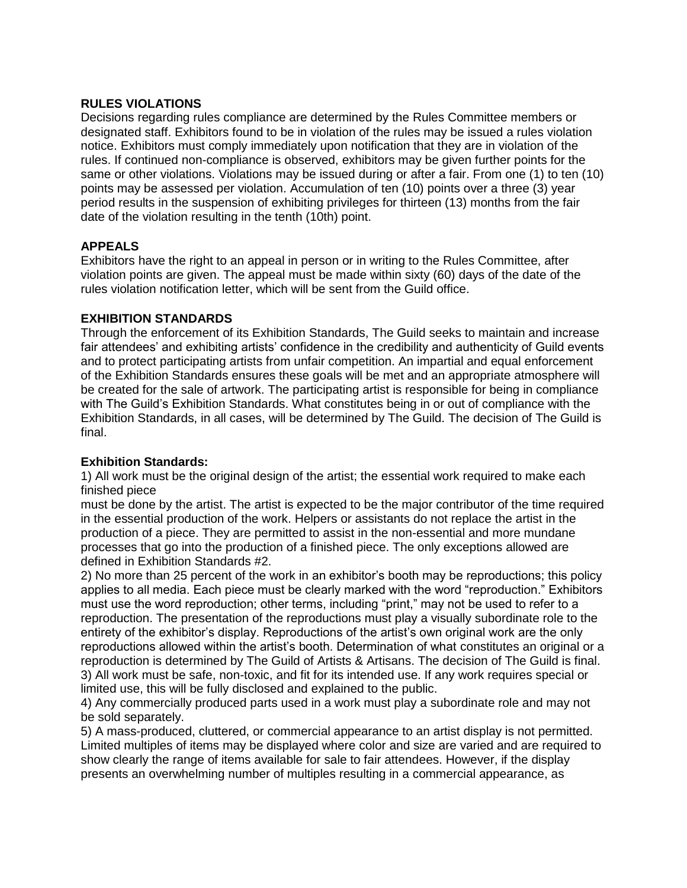### RULES VIOLATIONS

Decisions regarding rules compliance are determined by the Rules Committee members or designated staff. Exhibitors found to be in violation of the rules may be issued a rules violation notice. Exhibitors must comply immediately upon notification that they are in violation of the rules. If continued non-compliance is observed, exhibitors may be given further points for the same or other violations. Violations may be issued during or after a fair. From one (1) to ten (10) points may be assessed per violation. Accumulation of ten (10) points over a three (3) year period results in the suspension of exhibiting privileges for thirteen (13) months from the fair date of the violation resulting in the tenth (10th) point.

### APPEALS

Exhibitors have the right to an appeal in person or in writing to the Rules Committee, after violation points are given. The appeal must be made within sixty (60) days of the date of the rules violation notification letter, which will be sent from the Guild office.

### EXHIBITION STANDARDS

Through the enforcement of its Exhibition Standards, The Guild seeks to maintain and increase fair attendees' and exhibiting artists' confidence in the credibility and authenticity of Guild events and to protect participating artists from unfair competition. An impartial and equal enforcement of the Exhibition Standards ensures these goals will be met and an appropriate atmosphere will be created for the sale of artwork. The participating artist is responsible for being in compliance with The Guild's Exhibition Standards. What constitutes being in or out of compliance with the Exhibition Standards, in all cases, will be determined by The Guild. The decision of The Guild is final.

**Exhibition Standards:**

1) All work must be the original design of the artist; the essential work required to make each finished piece must be done by the artist. The artist is expected to be the major contributor of the time required in the essential production of the work. Helpers or assistants do not replace the artist in the production of a piece. They are permitted to assist in the non-essential and more mundane processes that go into the production of a finished piece. The only exceptions allowed are defined in Exhibition Standards #2.

2) No more than 25 percent of the work in an exhibitor's booth may be reproductions; this policy applies to all media. Each piece must be clearly marked with the word "reproduction." Exhibitors must use the word reproduction; other terms, including "print," may not be used to refer to a reproduction. The presentation of the reproductions must play a visually subordinate role to the entirety of the exhibitor's display. Reproductions of the artist's own original work are the only reproductions allowed within the artist's booth. Determination of what constitutes an original or a reproduction is determined by The Guild of Artists & Artisans. The decision of The Guild is final.

3) All work must be safe, non-toxic, and fit for its intended use. If any work requires special or limited use, this will be fully disclosed and explained to the public.

4) Any commercially produced parts used in a work must play a subordinate role and may not be sold separately.

5) A mass-produced, cluttered, or commercial appearance to an artist display is not permitted. Limited multiples of items may be displayed where color and size are varied and are required to show clearly the range of items available for sale to fair attendees. However, if the display presents an overwhelming number of multiples resulting in a commercial appearance, as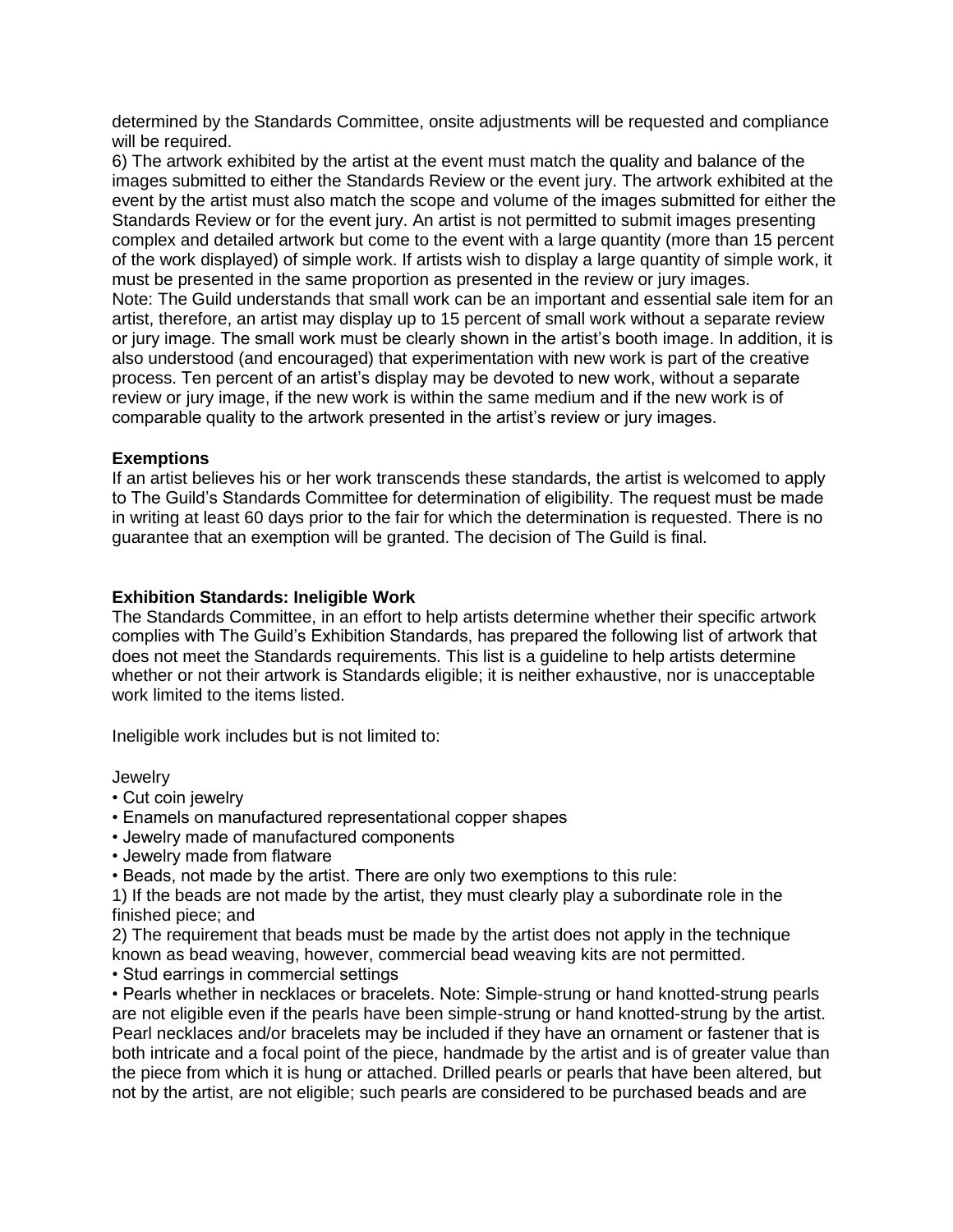determined by the Standards Committee, onsite adjustments will be requested and compliance will be required.

6) The artwork exhibited by the artist at the event must match the quality and balance of the images submitted to either the Standards Review or the event jury. The artwork exhibited at the event by the artist must also match the scope and volume of the images submitted for either the Standards Review or for the event jury. An artist is not permitted to submit images presenting complex and detailed artwork but come to the event with a large quantity (more than 15 percent of the work displayed) of simple work. If artists wish to display a large quantity of simple work, it must be presented in the same proportion as presented in the review or jury images.

Note: The Guild understands that small work can be an important and essential sale item for an artist, therefore, an artist may display up to 15 percent of small work without a separate review or jury image. The small work must be clearly shown in the artist's booth image. In addition, it is also understood (and encouraged) that experimentation with new work is part of the creative process. Ten percent of an artist's display may be devoted to new work, without a separate review or jury image, if the new work is within the same medium and if the new work is of comparable quality to the artwork presented in the artist's review or jury images.

### Exemptions

If an artist believes his or her work transcends these standards, the artist is welcomed to apply to The Guild's Standards Committee for determination of eligibility. The request must be made in writing at least 60 days prior to the fair for which the determination is requested. There is no guarantee that an exemption will be granted. The decision of The Guild is final.

### Exhibition Standards: Ineligible Work

The Standards Committee, in an effort to help artists determine whether their specific artwork complies with The Guild's Exhibition Standards, has prepared the following list of artwork that does not meet the Standards requirements. This list is a guideline to help artists determine whether or not their artwork is Standards eligible; it is neither exhaustive, nor is unacceptable work limited to the items listed.

Ineligible work includes but is not limited to:

Jewelry

- Cut coin jewelry
- Enamels on manufactured representational copper shapes
- Jewelry made of manufactured components
- Jewelry made from flatware
- Beads, not made by the artist. There are only two exemptions to this rule:

1) If the beads are not made by the artist, they must clearly play a subordinate role in the finished piece; and

2) The requirement that beads must be made by the artist does not apply in the technique known as bead weaving, however, commercial bead weaving kits are not permitted.

- Stud earrings in commercial settings
- Pearls whether in necklaces or bracelets. Note: Simple-strung or hand knotted-strung pearls are not eligible even if the pearls have been simple-strung or hand knotted-strung by the artist. Pearl necklaces and/or bracelets may be included if they have an ornament or fastener that is both intricate and a focal point of the piece, handmade by the artist and is of greater value than the piece from which it is hung or attached. Drilled pearls or pearls that have been altered, but not by the artist, are not eligible; such pearls are considered to be purchased beads and are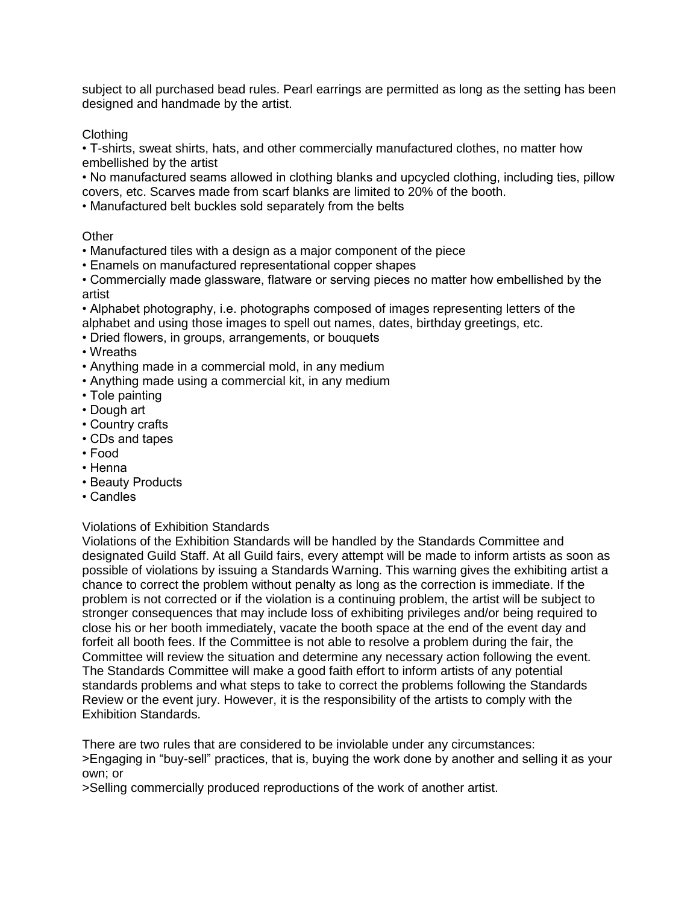subject to all purchased bead rules. Pearl earrings are permitted as long as the setting has been designed and handmade by the artist.

Clothing

- T-shirts, sweat shirts, hats, and other commercially manufactured clothes, no matter how embellished by the artist
- No manufactured seams allowed in clothing blanks and upcycled clothing, including ties, pillow covers, etc. Scarves made from scarf blanks are limited to 20% of the booth.
- Manufactured belt buckles sold separately from the belts

Other

- Manufactured tiles with a design as a major component of the piece
- Enamels on manufactured representational copper shapes
- Commercially made glassware, flatware or serving pieces no matter how embellished by the artist
- Alphabet photography, i.e. photographs composed of images representing letters of the alphabet and using those images to spell out names, dates, birthday greetings, etc.
- Dried flowers, in groups, arrangements, or bouquets
- Wreaths
- Anything made in a commercial mold, in any medium
- Anything made using a commercial kit, in any medium
- Tole painting
- Dough art
- Country crafts
- CDs and tapes
- Food
- Henna
- Beauty Products
- Candles

Violations of Exhibition Standards

Violations of the Exhibition Standards will be handled by the Standards Committee and designated Guild Staff. At all Guild fairs, every attempt will be made to inform artists as soon as possible of violations by issuing a Standards Warning. This warning gives the exhibiting artist a chance to correct the problem without penalty as long as the correction is immediate. If the problem is not corrected or if the violation is a continuing problem, the artist will be subject to stronger consequences that may include loss of exhibiting privileges and/or being required to close his or her booth immediately, vacate the booth space at the end of the event day and forfeit all booth fees. If the Committee is not able to resolve a problem during the fair, the Committee will review the situation and determine any necessary action following the event. The Standards Committee will make a good faith effort to inform artists of any potential standards problems and what steps to take to correct the problems following the Standards Review or the event jury. However, it is the responsibility of the artists to comply with the Exhibition Standards.

There are two rules that are considered to be inviolable under any circumstances:

>Engaging in "buy-sell" practices, that is, buying the work done by another and selling it as your own; or

>Selling commercially produced reproductions of the work of another artist.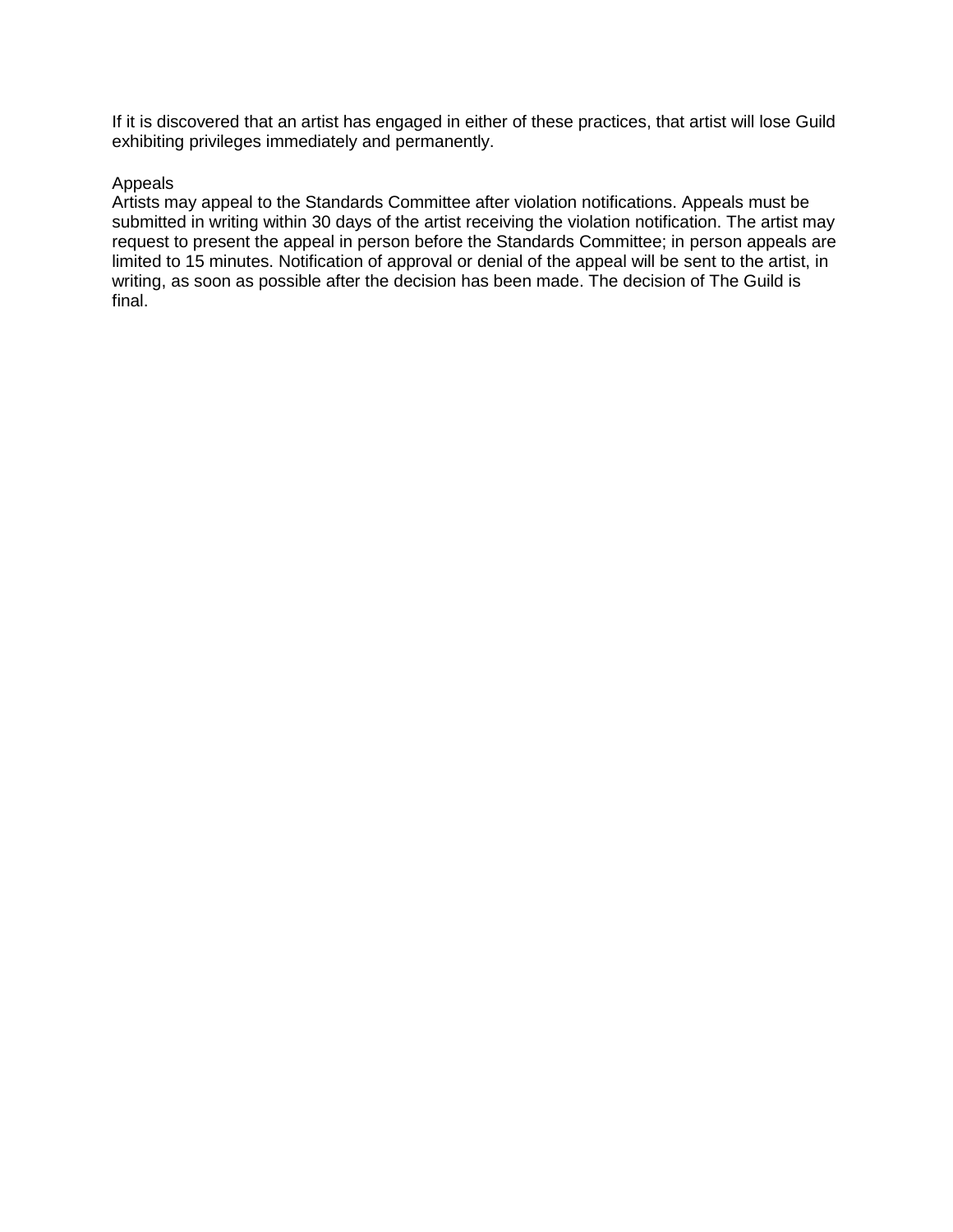If it is discovered that an artist has engaged in either of these practices, that artist will lose Guild exhibiting privileges immediately and permanently.

## Appeals

Artists may appeal to the Standards Committee after violation notifications. Appeals must be submitted in writing within 30 days of the artist receiving the violation notification. The artist may request to present the appeal in person before the Standards Committee; in person appeals are limited to 15 minutes. Notification of approval or denial of the appeal will be sent to the artist, in writing, as soon as possible after the decision has been made. The decision of The Guild is final.